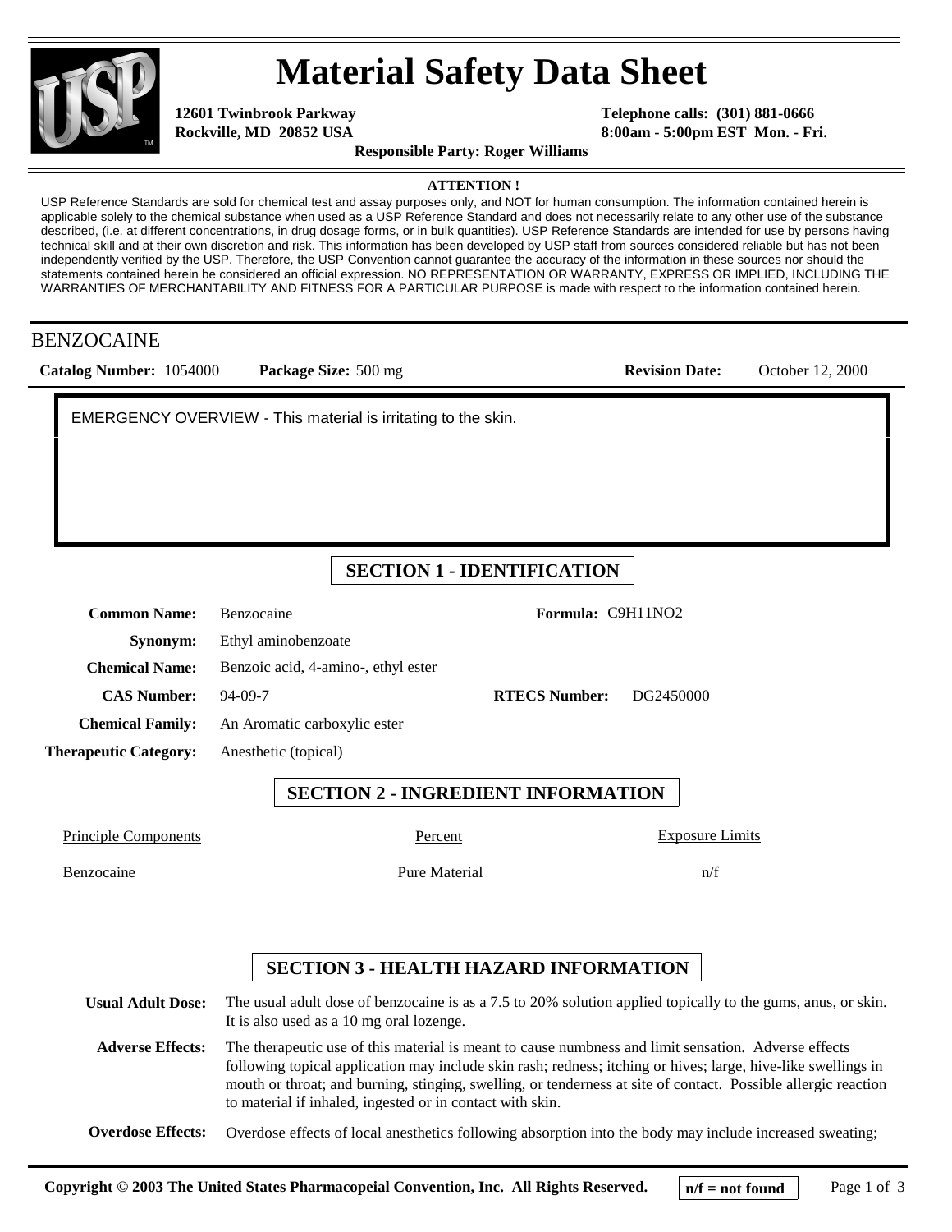# Material Safety Data Sheet

**12601 Twinbrook Parkway**
**Rockville, MD 20852 USA**

**Telephone calls: (301) 881-0666**
**8:00am - 5:00pm EST Mon. - Fri.**

**Responsible Party: Roger Williams**

**ATTENTION !**

USP Reference Standards are sold for chemical test and assay purposes only, and NOT for human consumption. The information contained herein is applicable solely to the chemical substance when used as a USP Reference Standard and does not necessarily relate to any other use of the substance described, (i.e. at different concentrations, in drug dosage forms, or in bulk quantities). USP Reference Standards are intended for use by persons having technical skill and at their own discretion and risk. This information has been developed by USP staff from sources considered reliable but has not been independently verified by the USP. Therefore, the USP Convention cannot guarantee the accuracy of the information in these sources nor should the statements contained herein be considered an official expression. NO REPRESENTATION OR WARRANTY, EXPRESS OR IMPLIED, INCLUDING THE WARRANTIES OF MERCHANTABILITY AND FITNESS FOR A PARTICULAR PURPOSE is made with respect to the information contained herein.

## BENZOCAINE

**Catalog Number:** 1054000 **Package Size:** 500 mg **Revision Date:** October 12, 2000

EMERGENCY OVERVIEW - This material is irritating to the skin.

## SECTION 1 - IDENTIFICATION

**Common Name:** Benzocaine

**Formula:** $C_9H_{11}NO_2$

**Synonym:** Ethyl aminobenzoate

**Chemical Name:** Benzoic acid, 4-amino-, ethyl ester

**CAS Number:** 94-09-7

**RTECS Number:** DG2450000

**Chemical Family:** An Aromatic carboxylic ester

**Therapeutic Category:** Anesthetic (topical)

## SECTION 2 - INGREDIENT INFORMATION

| Principle Components | Percent | Exposure Limits |
|---|---|---|
| Benzocaine | Pure Material | n/f |

## SECTION 3 - HEALTH HAZARD INFORMATION

**Usual Adult Dose:** The usual adult dose of benzocaine is as a 7.5 to 20% solution applied topically to the gums, anus, or skin. It is also used as a 10 mg oral lozenge.

**Adverse Effects:** The therapeutic use of this material is meant to cause numbness and limit sensation. Adverse effects following topical application may include skin rash; redness; itching or hives; large, hive-like swellings in mouth or throat; and burning, stinging, swelling, or tenderness at site of contact. Possible allergic reaction to material if inhaled, ingested or in contact with skin.

**Overdose Effects:** Overdose effects of local anesthetics following absorption into the body may include increased sweating;

Copyright © 2003 The United States Pharmacopeial Convention, Inc. All Rights Reserved.

n/f = not found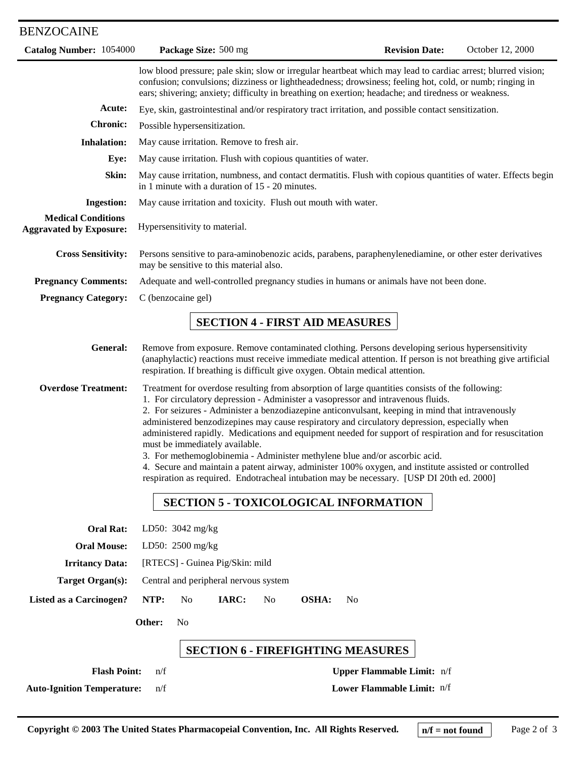low blood pressure; pale skin; slow or irregular heartbeat which may lead to cardiac arrest; blurred vision; confusion; convulsions; dizziness or lightheadedness; drowsiness; feeling hot, cold, or numb; ringing in ears; shivering; anxiety; difficulty in breathing on exertion; headache; and tiredness or weakness.

**Acute:** Eye, skin, gastrointestinal and/or respiratory tract irritation, and possible contact sensitization.

**Chronic:** Possible hypersensitization.

**Inhalation:** May cause irritation. Remove to fresh air.

**Eye:** May cause irritation. Flush with copious quantities of water.

**Skin:** May cause irritation, numbness, and contact dermatitis. Flush with copious quantities of water. Effects begin in 1 minute with a duration of 15 - 20 minutes.

**Ingestion:** May cause irritation and toxicity. Flush out mouth with water.

**Medical Conditions Aggravated by Exposure:** Hypersensitivity to material.

**Cross Sensitivity:** Persons sensitive to para-aminobenozic acids, parabens, paraphenylenediamine, or other ester derivatives may be sensitive to this material also.

**Pregnancy Comments:** Adequate and well-controlled pregnancy studies in humans or animals have not been done.

**Pregnancy Category:** C (benzocaine gel)

## SECTION 4 - FIRST AID MEASURES

**General:** Remove from exposure. Remove contaminated clothing. Persons developing serious hypersensitivity (anaphylactic) reactions must receive immediate medical attention. If person is not breathing give artificial respiration. If breathing is difficult give oxygen. Obtain medical attention.

**Overdose Treatment:** Treatment for overdose resulting from absorption of large quantities consists of the following:

1. For circulatory depression - Administer a vasopressor and intravenous fluids.
2. For seizures - Administer a benzodiazepine anticonvulsant, keeping in mind that intravenously administered benzodizepines may cause respiratory and circulatory depression, especially when administered rapidly. Medications and equipment needed for support of respiration and for resuscitation must be immediately available.
3. For methemoglobinemia - Administer methylene blue and/or ascorbic acid.
4. Secure and maintain a patent airway, administer 100% oxygen, and institute assisted or controlled respiration as required. Endotracheal intubation may be necessary. [USP DI 20th ed. 2000]

## SECTION 5 - TOXICOLOGICAL INFORMATION

**Oral Rat:** LD50: 3042 mg/kg

**Oral Mouse:** LD50: 2500 mg/kg

**Irritancy Data:** [RTECS] - Guinea Pig/Skin: mild

**Target Organ(s):** Central and peripheral nervous system

**Listed as a Carcinogen?** **NTP:** No **IARC:** No **OSHA:** No

**Other:** No

## SECTION 6 - FIREFIGHTING MEASURES

**Flash Point:** n/f

**Upper Flammable Limit:** n/f

**Auto-Ignition Temperature:** n/f

**Lower Flammable Limit:** n/f

**n/f = not found**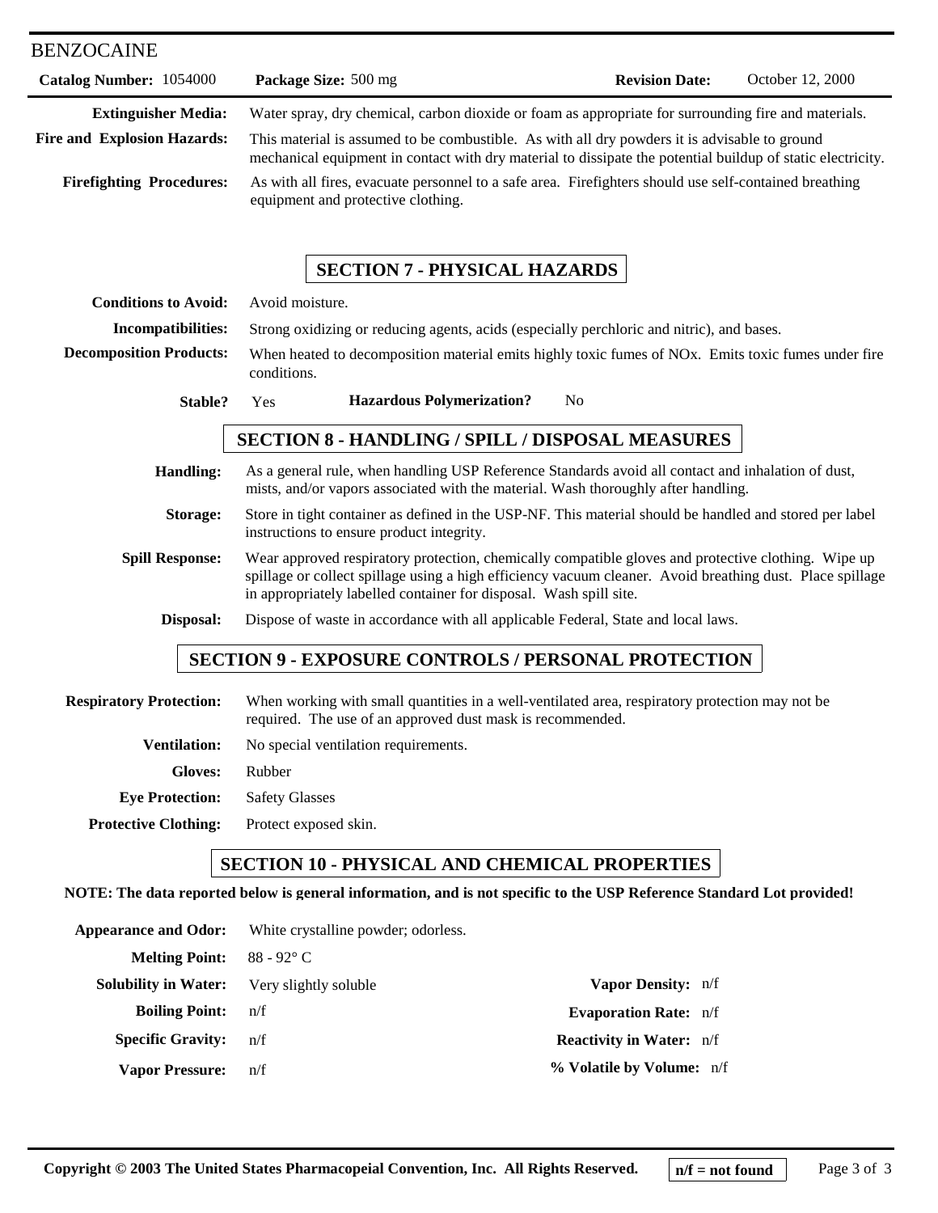**Extinguisher Media:** Water spray, dry chemical, carbon dioxide or foam as appropriate for surrounding fire and materials.

**Fire and Explosion Hazards:** This material is assumed to be combustible. As with all dry powders it is advisable to ground mechanical equipment in contact with dry material to dissipate the potential buildup of static electricity.

**Firefighting Procedures:** As with all fires, evacuate personnel to a safe area. Firefighters should use self-contained breathing equipment and protective clothing.

## SECTION 7 - PHYSICAL HAZARDS

**Conditions to Avoid:** Avoid moisture.

**Incompatibilities:** Strong oxidizing or reducing agents, acids (especially perchloric and nitric), and bases.

**Decomposition Products:** When heated to decomposition material emits highly toxic fumes of NOx. Emits toxic fumes under fire conditions.

**Stable?** Yes **Hazardous Polymerization?** No

## SECTION 8 - HANDLING / SPILL / DISPOSAL MEASURES

**Handling:** As a general rule, when handling USP Reference Standards avoid all contact and inhalation of dust, mists, and/or vapors associated with the material. Wash thoroughly after handling.

**Storage:** Store in tight container as defined in the USP-NF. This material should be handled and stored per label instructions to ensure product integrity.

**Spill Response:** Wear approved respiratory protection, chemically compatible gloves and protective clothing. Wipe up spillage or collect spillage using a high efficiency vacuum cleaner. Avoid breathing dust. Place spillage in appropriately labelled container for disposal. Wash spill site.

**Disposal:** Dispose of waste in accordance with all applicable Federal, State and local laws.

## SECTION 9 - EXPOSURE CONTROLS / PERSONAL PROTECTION

**Respiratory Protection:** When working with small quantities in a well-ventilated area, respiratory protection may not be required. The use of an approved dust mask is recommended.

**Ventilation:** No special ventilation requirements.

**Gloves:** Rubber

**Eye Protection:** Safety Glasses

**Protective Clothing:** Protect exposed skin.

## SECTION 10 - PHYSICAL AND CHEMICAL PROPERTIES

**NOTE: The data reported below is general information, and is not specific to the USP Reference Standard Lot provided!**

**Appearance and Odor:** White crystalline powder; odorless.

| | | | |
|---|---|---|---|
| **Melting Point:** | 88 - 92° C | | |
| **Solubility in Water:** | Very slightly soluble | **Vapor Density:** | n/f |
| **Boiling Point:** | n/f | **Evaporation Rate:** | n/f |
| **Specific Gravity:** | n/f | **Reactivity in Water:** | n/f |
| **Vapor Pressure:** | n/f | **% Volatile by Volume:** | n/f |

**Copyright © 2003 The United States Pharmacopeial Convention, Inc. All Rights Reserved.** **n/f = not found**